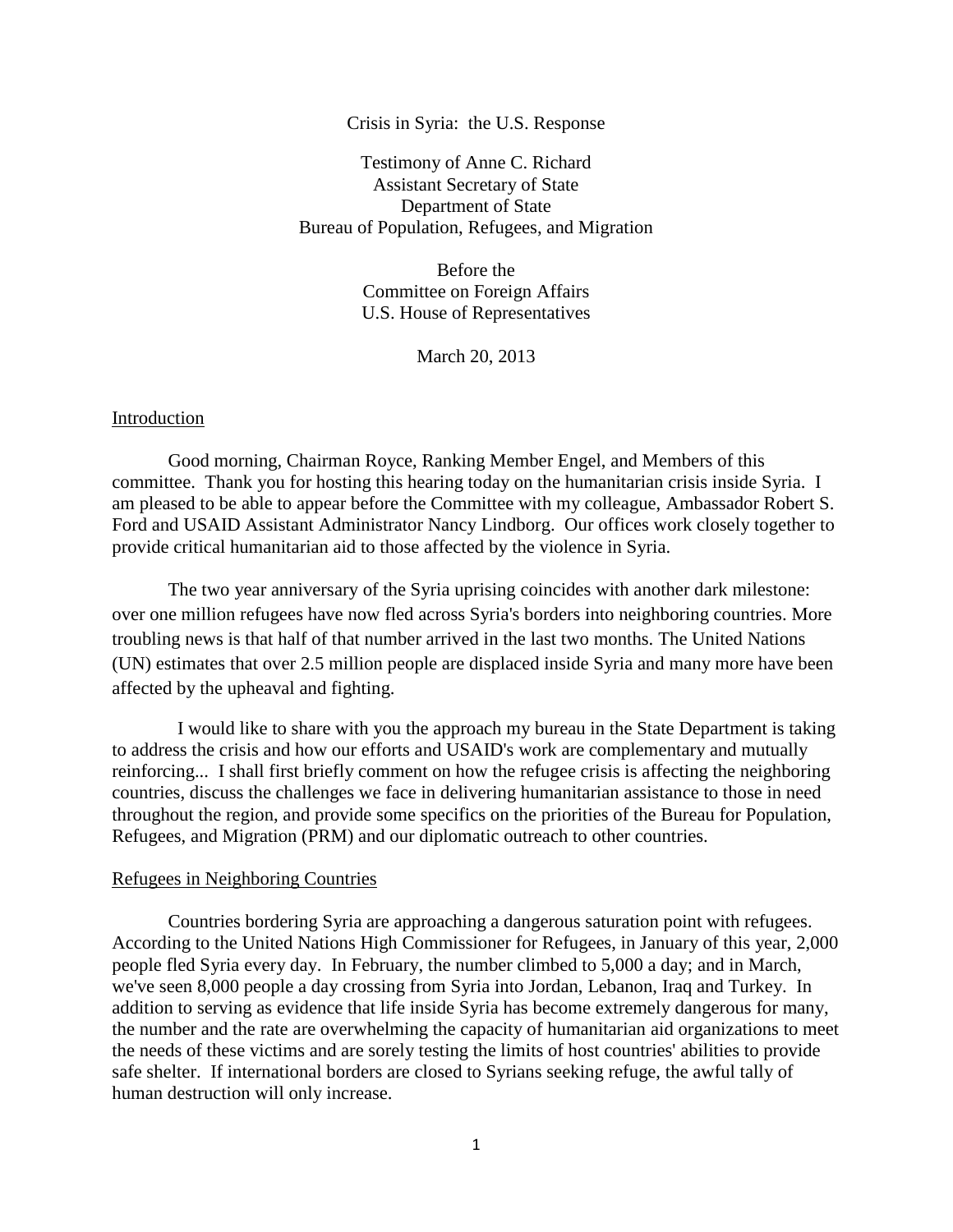# Crisis in Syria: the U.S. Response

Testimony of Anne C. Richard
Assistant Secretary of State
Department of State
Bureau of Population, Refugees, and Migration

Before the
Committee on Foreign Affairs
U.S. House of Representatives

March 20, 2013

## Introduction

Good morning, Chairman Royce, Ranking Member Engel, and Members of this committee. Thank you for hosting this hearing today on the humanitarian crisis inside Syria. I am pleased to be able to appear before the Committee with my colleague, Ambassador Robert S. Ford and USAID Assistant Administrator Nancy Lindborg. Our offices work closely together to provide critical humanitarian aid to those affected by the violence in Syria.

The two year anniversary of the Syria uprising coincides with another dark milestone: over one million refugees have now fled across Syria's borders into neighboring countries. More troubling news is that half of that number arrived in the last two months. The United Nations (UN) estimates that over 2.5 million people are displaced inside Syria and many more have been affected by the upheaval and fighting.

I would like to share with you the approach my bureau in the State Department is taking to address the crisis and how our efforts and USAID's work are complementary and mutually reinforcing... I shall first briefly comment on how the refugee crisis is affecting the neighboring countries, discuss the challenges we face in delivering humanitarian assistance to those in need throughout the region, and provide some specifics on the priorities of the Bureau for Population, Refugees, and Migration (PRM) and our diplomatic outreach to other countries.

## Refugees in Neighboring Countries

Countries bordering Syria are approaching a dangerous saturation point with refugees. According to the United Nations High Commissioner for Refugees, in January of this year, 2,000 people fled Syria every day. In February, the number climbed to 5,000 a day; and in March, we've seen 8,000 people a day crossing from Syria into Jordan, Lebanon, Iraq and Turkey. In addition to serving as evidence that life inside Syria has become extremely dangerous for many, the number and the rate are overwhelming the capacity of humanitarian aid organizations to meet the needs of these victims and are sorely testing the limits of host countries' abilities to provide safe shelter. If international borders are closed to Syrians seeking refuge, the awful tally of human destruction will only increase.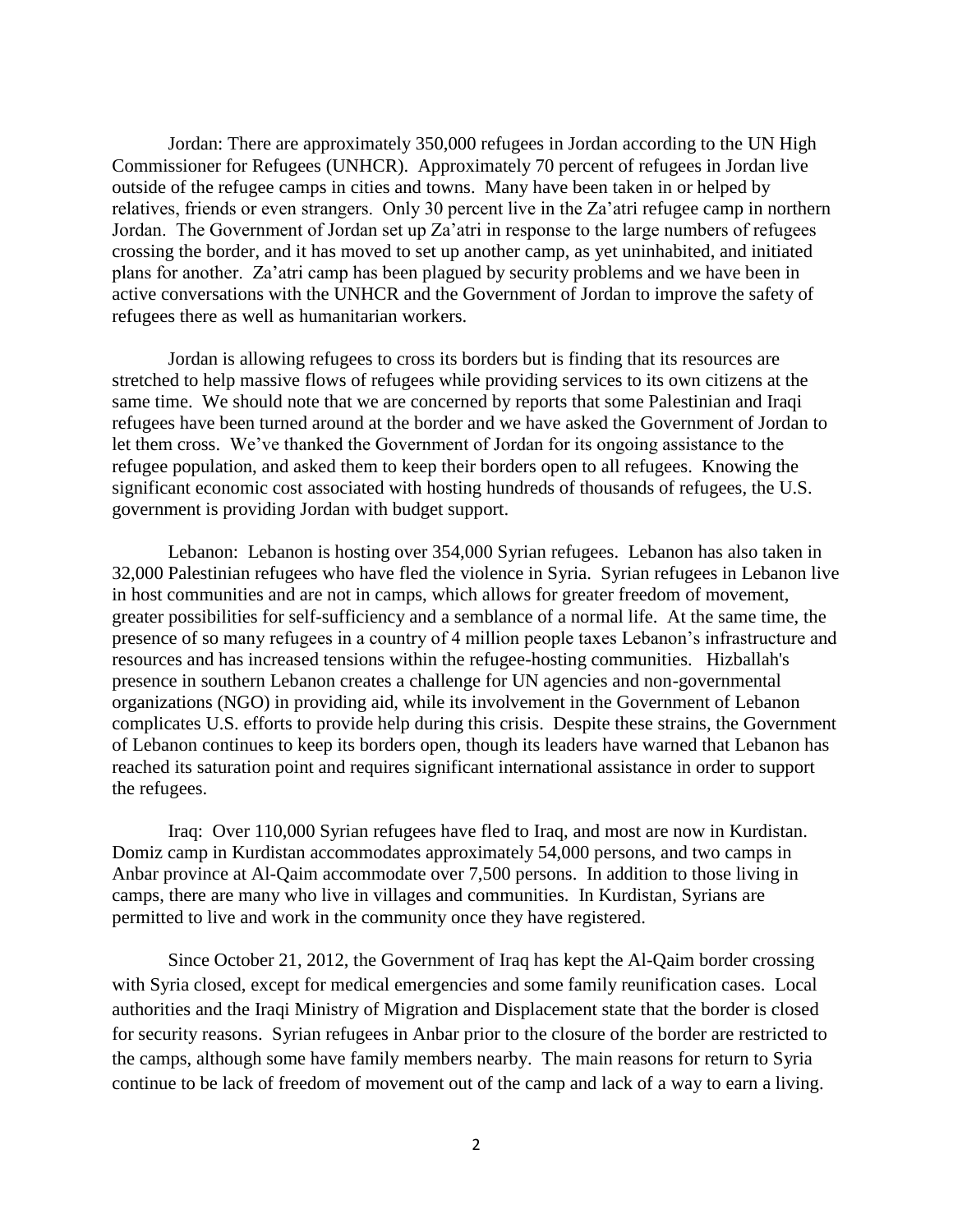Jordan: There are approximately 350,000 refugees in Jordan according to the UN High Commissioner for Refugees (UNHCR). Approximately 70 percent of refugees in Jordan live outside of the refugee camps in cities and towns. Many have been taken in or helped by relatives, friends or even strangers. Only 30 percent live in the Za'atri refugee camp in northern Jordan. The Government of Jordan set up Za'atri in response to the large numbers of refugees crossing the border, and it has moved to set up another camp, as yet uninhabited, and initiated plans for another. Za'atri camp has been plagued by security problems and we have been in active conversations with the UNHCR and the Government of Jordan to improve the safety of refugees there as well as humanitarian workers.

Jordan is allowing refugees to cross its borders but is finding that its resources are stretched to help massive flows of refugees while providing services to its own citizens at the same time. We should note that we are concerned by reports that some Palestinian and Iraqi refugees have been turned around at the border and we have asked the Government of Jordan to let them cross. We've thanked the Government of Jordan for its ongoing assistance to the refugee population, and asked them to keep their borders open to all refugees. Knowing the significant economic cost associated with hosting hundreds of thousands of refugees, the U.S. government is providing Jordan with budget support.

Lebanon: Lebanon is hosting over 354,000 Syrian refugees. Lebanon has also taken in 32,000 Palestinian refugees who have fled the violence in Syria. Syrian refugees in Lebanon live in host communities and are not in camps, which allows for greater freedom of movement, greater possibilities for self-sufficiency and a semblance of a normal life. At the same time, the presence of so many refugees in a country of 4 million people taxes Lebanon's infrastructure and resources and has increased tensions within the refugee-hosting communities. Hizballah's presence in southern Lebanon creates a challenge for UN agencies and non-governmental organizations (NGO) in providing aid, while its involvement in the Government of Lebanon complicates U.S. efforts to provide help during this crisis. Despite these strains, the Government of Lebanon continues to keep its borders open, though its leaders have warned that Lebanon has reached its saturation point and requires significant international assistance in order to support the refugees.

Iraq: Over 110,000 Syrian refugees have fled to Iraq, and most are now in Kurdistan. Domiz camp in Kurdistan accommodates approximately 54,000 persons, and two camps in Anbar province at Al-Qaim accommodate over 7,500 persons. In addition to those living in camps, there are many who live in villages and communities. In Kurdistan, Syrians are permitted to live and work in the community once they have registered.

Since October 21, 2012, the Government of Iraq has kept the Al-Qaim border crossing with Syria closed, except for medical emergencies and some family reunification cases. Local authorities and the Iraqi Ministry of Migration and Displacement state that the border is closed for security reasons. Syrian refugees in Anbar prior to the closure of the border are restricted to the camps, although some have family members nearby. The main reasons for return to Syria continue to be lack of freedom of movement out of the camp and lack of a way to earn a living.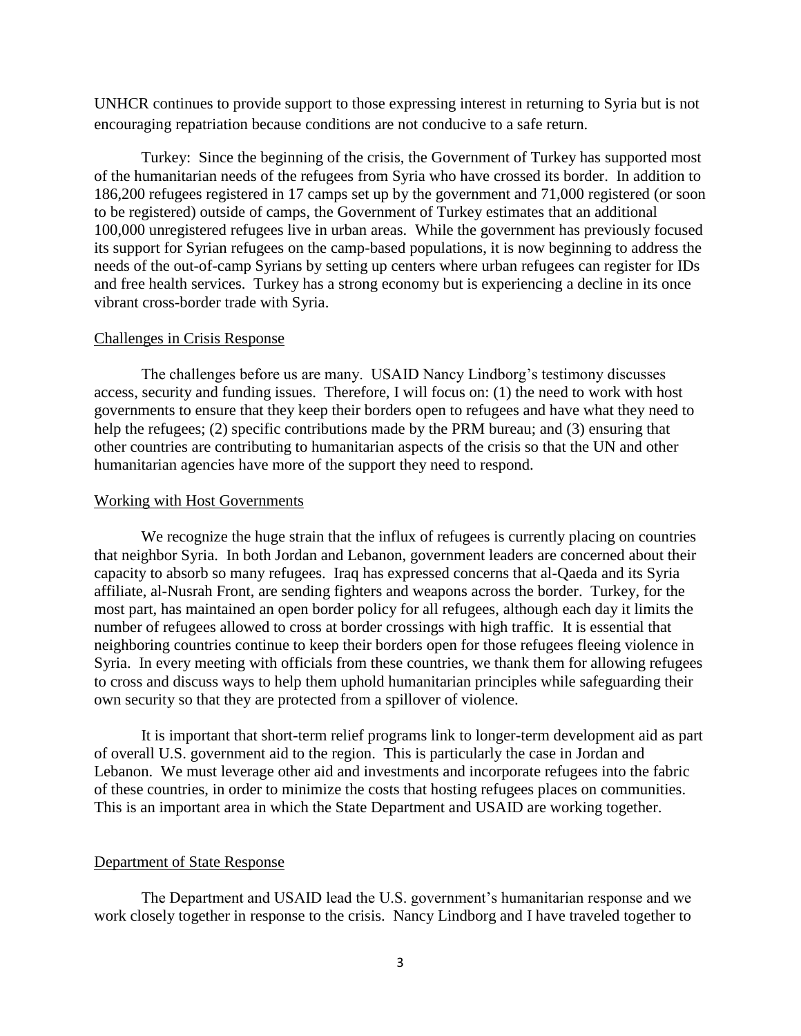UNHCR continues to provide support to those expressing interest in returning to Syria but is not encouraging repatriation because conditions are not conducive to a safe return.

Turkey: Since the beginning of the crisis, the Government of Turkey has supported most of the humanitarian needs of the refugees from Syria who have crossed its border. In addition to 186,200 refugees registered in 17 camps set up by the government and 71,000 registered (or soon to be registered) outside of camps, the Government of Turkey estimates that an additional 100,000 unregistered refugees live in urban areas. While the government has previously focused its support for Syrian refugees on the camp-based populations, it is now beginning to address the needs of the out-of-camp Syrians by setting up centers where urban refugees can register for IDs and free health services. Turkey has a strong economy but is experiencing a decline in its once vibrant cross-border trade with Syria.

## Challenges in Crisis Response

The challenges before us are many. USAID Nancy Lindborg's testimony discusses access, security and funding issues. Therefore, I will focus on: (1) the need to work with host governments to ensure that they keep their borders open to refugees and have what they need to help the refugees; (2) specific contributions made by the PRM bureau; and (3) ensuring that other countries are contributing to humanitarian aspects of the crisis so that the UN and other humanitarian agencies have more of the support they need to respond.

## Working with Host Governments

We recognize the huge strain that the influx of refugees is currently placing on countries that neighbor Syria. In both Jordan and Lebanon, government leaders are concerned about their capacity to absorb so many refugees. Iraq has expressed concerns that al-Qaeda and its Syria affiliate, al-Nusrah Front, are sending fighters and weapons across the border. Turkey, for the most part, has maintained an open border policy for all refugees, although each day it limits the number of refugees allowed to cross at border crossings with high traffic. It is essential that neighboring countries continue to keep their borders open for those refugees fleeing violence in Syria. In every meeting with officials from these countries, we thank them for allowing refugees to cross and discuss ways to help them uphold humanitarian principles while safeguarding their own security so that they are protected from a spillover of violence.

It is important that short-term relief programs link to longer-term development aid as part of overall U.S. government aid to the region. This is particularly the case in Jordan and Lebanon. We must leverage other aid and investments and incorporate refugees into the fabric of these countries, in order to minimize the costs that hosting refugees places on communities. This is an important area in which the State Department and USAID are working together.

## Department of State Response

The Department and USAID lead the U.S. government's humanitarian response and we work closely together in response to the crisis. Nancy Lindborg and I have traveled together to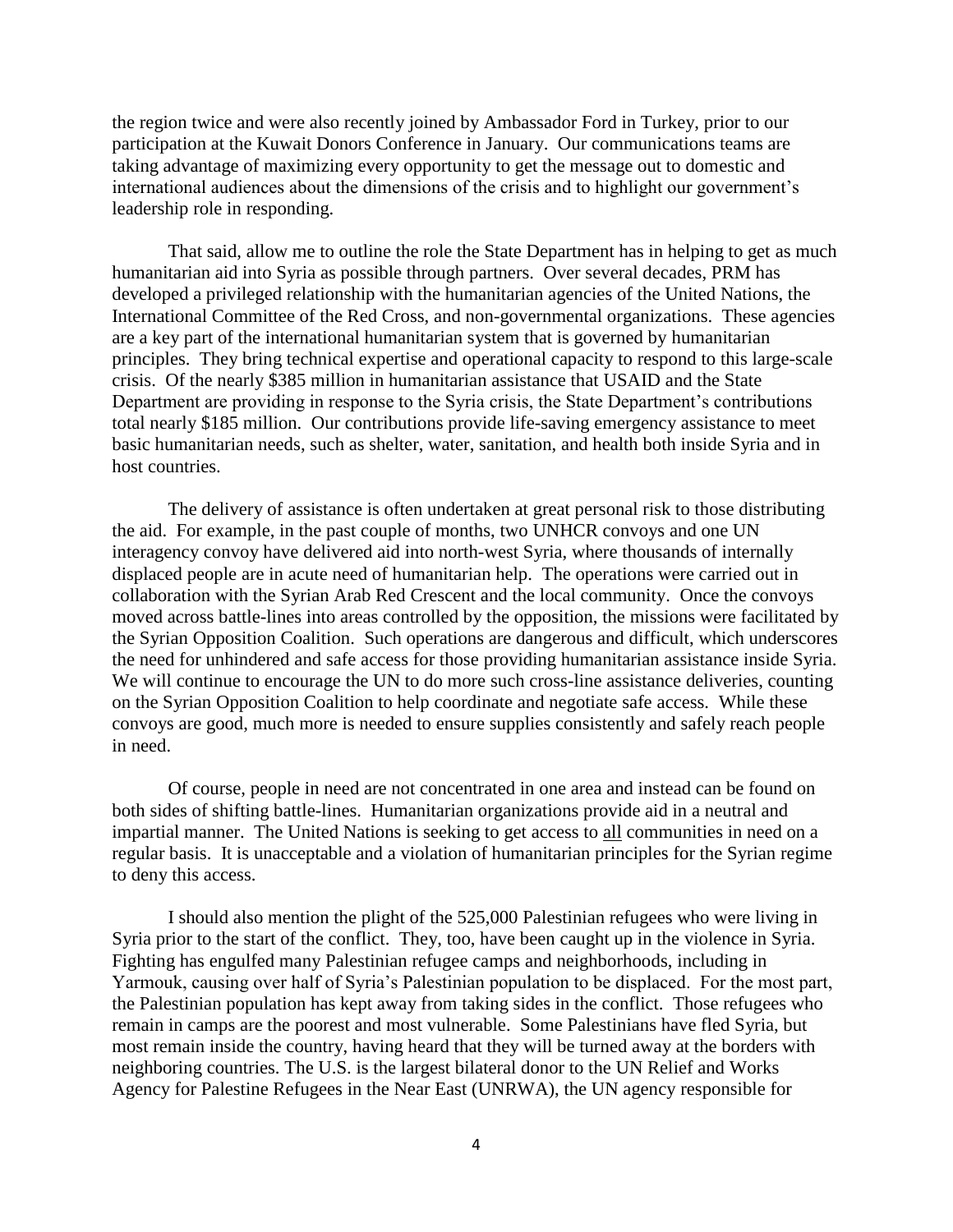the region twice and were also recently joined by Ambassador Ford in Turkey, prior to our participation at the Kuwait Donors Conference in January. Our communications teams are taking advantage of maximizing every opportunity to get the message out to domestic and international audiences about the dimensions of the crisis and to highlight our government's leadership role in responding.

That said, allow me to outline the role the State Department has in helping to get as much humanitarian aid into Syria as possible through partners. Over several decades, PRM has developed a privileged relationship with the humanitarian agencies of the United Nations, the International Committee of the Red Cross, and non-governmental organizations. These agencies are a key part of the international humanitarian system that is governed by humanitarian principles. They bring technical expertise and operational capacity to respond to this large-scale crisis. Of the nearly $385 million in humanitarian assistance that USAID and the State Department are providing in response to the Syria crisis, the State Department's contributions total nearly $185 million. Our contributions provide life-saving emergency assistance to meet basic humanitarian needs, such as shelter, water, sanitation, and health both inside Syria and in host countries.

The delivery of assistance is often undertaken at great personal risk to those distributing the aid. For example, in the past couple of months, two UNHCR convoys and one UN interagency convoy have delivered aid into north-west Syria, where thousands of internally displaced people are in acute need of humanitarian help. The operations were carried out in collaboration with the Syrian Arab Red Crescent and the local community. Once the convoys moved across battle-lines into areas controlled by the opposition, the missions were facilitated by the Syrian Opposition Coalition. Such operations are dangerous and difficult, which underscores the need for unhindered and safe access for those providing humanitarian assistance inside Syria. We will continue to encourage the UN to do more such cross-line assistance deliveries, counting on the Syrian Opposition Coalition to help coordinate and negotiate safe access. While these convoys are good, much more is needed to ensure supplies consistently and safely reach people in need.

Of course, people in need are not concentrated in one area and instead can be found on both sides of shifting battle-lines. Humanitarian organizations provide aid in a neutral and impartial manner. The United Nations is seeking to get access to <u>all</u> communities in need on a regular basis. It is unacceptable and a violation of humanitarian principles for the Syrian regime to deny this access.

I should also mention the plight of the 525,000 Palestinian refugees who were living in Syria prior to the start of the conflict. They, too, have been caught up in the violence in Syria. Fighting has engulfed many Palestinian refugee camps and neighborhoods, including in Yarmouk, causing over half of Syria's Palestinian population to be displaced. For the most part, the Palestinian population has kept away from taking sides in the conflict. Those refugees who remain in camps are the poorest and most vulnerable. Some Palestinians have fled Syria, but most remain inside the country, having heard that they will be turned away at the borders with neighboring countries. The U.S. is the largest bilateral donor to the UN Relief and Works Agency for Palestine Refugees in the Near East (UNRWA), the UN agency responsible for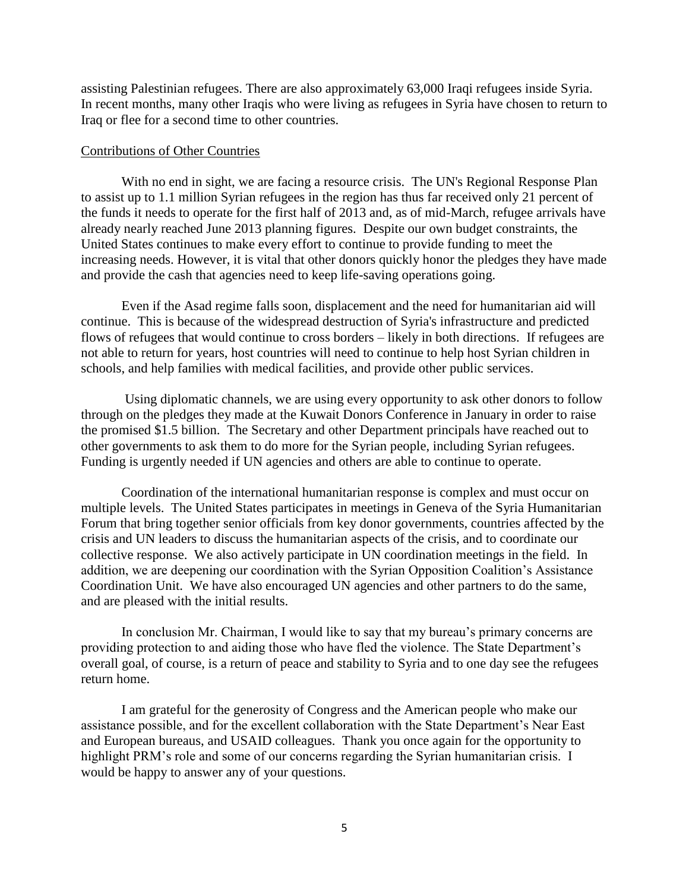assisting Palestinian refugees. There are also approximately 63,000 Iraqi refugees inside Syria. In recent months, many other Iraqis who were living as refugees in Syria have chosen to return to Iraq or flee for a second time to other countries.

<u>Contributions of Other Countries</u>

With no end in sight, we are facing a resource crisis. The UN's Regional Response Plan to assist up to 1.1 million Syrian refugees in the region has thus far received only 21 percent of the funds it needs to operate for the first half of 2013 and, as of mid-March, refugee arrivals have already nearly reached June 2013 planning figures. Despite our own budget constraints, the United States continues to make every effort to continue to provide funding to meet the increasing needs. However, it is vital that other donors quickly honor the pledges they have made and provide the cash that agencies need to keep life-saving operations going.

Even if the Asad regime falls soon, displacement and the need for humanitarian aid will continue. This is because of the widespread destruction of Syria's infrastructure and predicted flows of refugees that would continue to cross borders – likely in both directions. If refugees are not able to return for years, host countries will need to continue to help host Syrian children in schools, and help families with medical facilities, and provide other public services.

Using diplomatic channels, we are using every opportunity to ask other donors to follow through on the pledges they made at the Kuwait Donors Conference in January in order to raise the promised $1.5 billion. The Secretary and other Department principals have reached out to other governments to ask them to do more for the Syrian people, including Syrian refugees. Funding is urgently needed if UN agencies and others are able to continue to operate.

Coordination of the international humanitarian response is complex and must occur on multiple levels. The United States participates in meetings in Geneva of the Syria Humanitarian Forum that bring together senior officials from key donor governments, countries affected by the crisis and UN leaders to discuss the humanitarian aspects of the crisis, and to coordinate our collective response. We also actively participate in UN coordination meetings in the field. In addition, we are deepening our coordination with the Syrian Opposition Coalition's Assistance Coordination Unit. We have also encouraged UN agencies and other partners to do the same, and are pleased with the initial results.

In conclusion Mr. Chairman, I would like to say that my bureau's primary concerns are providing protection to and aiding those who have fled the violence. The State Department's overall goal, of course, is a return of peace and stability to Syria and to one day see the refugees return home.

I am grateful for the generosity of Congress and the American people who make our assistance possible, and for the excellent collaboration with the State Department's Near East and European bureaus, and USAID colleagues. Thank you once again for the opportunity to highlight PRM's role and some of our concerns regarding the Syrian humanitarian crisis. I would be happy to answer any of your questions.